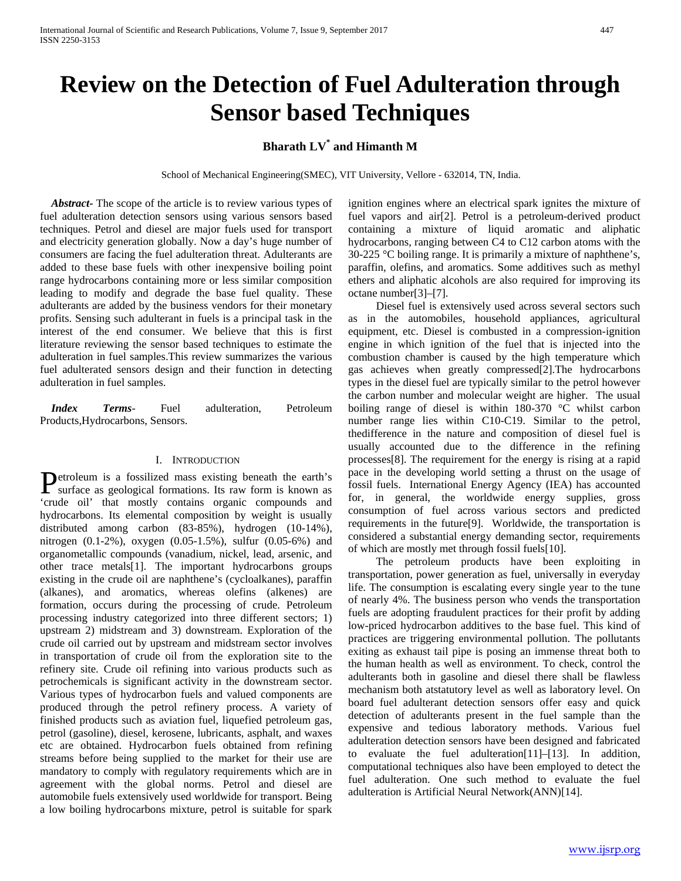# Review on the Detection of Fuel Adulteration through Sensor based Techniques

**Bharath LV[*] and Himanth M**

School of Mechanical Engineering(SMEC), VIT University, Vellore - 632014, TN, India.

***Abstract*-** The scope of the article is to review various types of fuel adulteration detection sensors using various sensors based techniques. Petrol and diesel are major fuels used for transport and electricity generation globally. Now a day's huge number of consumers are facing the fuel adulteration threat. Adulterants are added to these base fuels with other inexpensive boiling point range hydrocarbons containing more or less similar composition leading to modify and degrade the base fuel quality. These adulterants are added by the business vendors for their monetary profits. Sensing such adulterant in fuels is a principal task in the interest of the end consumer. We believe that this is first literature reviewing the sensor based techniques to estimate the adulteration in fuel samples.This review summarizes the various fuel adulterated sensors design and their function in detecting adulteration in fuel samples.

***Index Terms*-** Fuel adulteration, Petroleum Products,Hydrocarbons, Sensors.

## I. Introduction

Petroleum is a fossilized mass existing beneath the earth's surface as geological formations. Its raw form is known as 'crude oil' that mostly contains organic compounds and hydrocarbons. Its elemental composition by weight is usually distributed among carbon (83-85%), hydrogen (10-14%), nitrogen (0.1-2%), oxygen (0.05-1.5%), sulfur (0.05-6%) and organometallic compounds (vanadium, nickel, lead, arsenic, and other trace metals[1]. The important hydrocarbons groups existing in the crude oil are naphthene's (cycloalkanes), paraffin (alkanes), and aromatics, whereas olefins (alkenes) are formation, occurs during the processing of crude. Petroleum processing industry categorized into three different sectors; 1) upstream 2) midstream and 3) downstream. Exploration of the crude oil carried out by upstream and midstream sector involves in transportation of crude oil from the exploration site to the refinery site. Crude oil refining into various products such as petrochemicals is significant activity in the downstream sector. Various types of hydrocarbon fuels and valued components are produced through the petrol refinery process. A variety of finished products such as aviation fuel, liquefied petroleum gas, petrol (gasoline), diesel, kerosene, lubricants, asphalt, and waxes etc are obtained. Hydrocarbon fuels obtained from refining streams before being supplied to the market for their use are mandatory to comply with regulatory requirements which are in agreement with the global norms. Petrol and diesel are automobile fuels extensively used worldwide for transport. Being a low boiling hydrocarbons mixture, petrol is suitable for spark ignition engines where an electrical spark ignites the mixture of fuel vapors and air[2]. Petrol is a petroleum-derived product containing a mixture of liquid aromatic and aliphatic hydrocarbons, ranging between C4 to C12 carbon atoms with the 30-225 °C boiling range. It is primarily a mixture of naphthene's, paraffin, olefins, and aromatics. Some additives such as methyl ethers and aliphatic alcohols are also required for improving its octane number[3]–[7].

Diesel fuel is extensively used across several sectors such as in the automobiles, household appliances, agricultural equipment, etc. Diesel is combusted in a compression-ignition engine in which ignition of the fuel that is injected into the combustion chamber is caused by the high temperature which gas achieves when greatly compressed[2].The hydrocarbons types in the diesel fuel are typically similar to the petrol however the carbon number and molecular weight are higher. The usual boiling range of diesel is within 180-370 °C whilst carbon number range lies within C10-C19. Similar to the petrol, thedifference in the nature and composition of diesel fuel is usually accounted due to the difference in the refining processes[8]. The requirement for the energy is rising at a rapid pace in the developing world setting a thrust on the usage of fossil fuels. International Energy Agency (IEA) has accounted for, in general, the worldwide energy supplies, gross consumption of fuel across various sectors and predicted requirements in the future[9]. Worldwide, the transportation is considered a substantial energy demanding sector, requirements of which are mostly met through fossil fuels[10].

The petroleum products have been exploiting in transportation, power generation as fuel, universally in everyday life. The consumption is escalating every single year to the tune of nearly 4%. The business person who vends the transportation fuels are adopting fraudulent practices for their profit by adding low-priced hydrocarbon additives to the base fuel. This kind of practices are triggering environmental pollution. The pollutants exiting as exhaust tail pipe is posing an immense threat both to the human health as well as environment. To check, control the adulterants both in gasoline and diesel there shall be flawless mechanism both atstatutory level as well as laboratory level. On board fuel adulterant detection sensors offer easy and quick detection of adulterants present in the fuel sample than the expensive and tedious laboratory methods. Various fuel adulteration detection sensors have been designed and fabricated to evaluate the fuel adulteration[11]–[13]. In addition, computational techniques also have been employed to detect the fuel adulteration. One such method to evaluate the fuel adulteration is Artificial Neural Network(ANN)[14].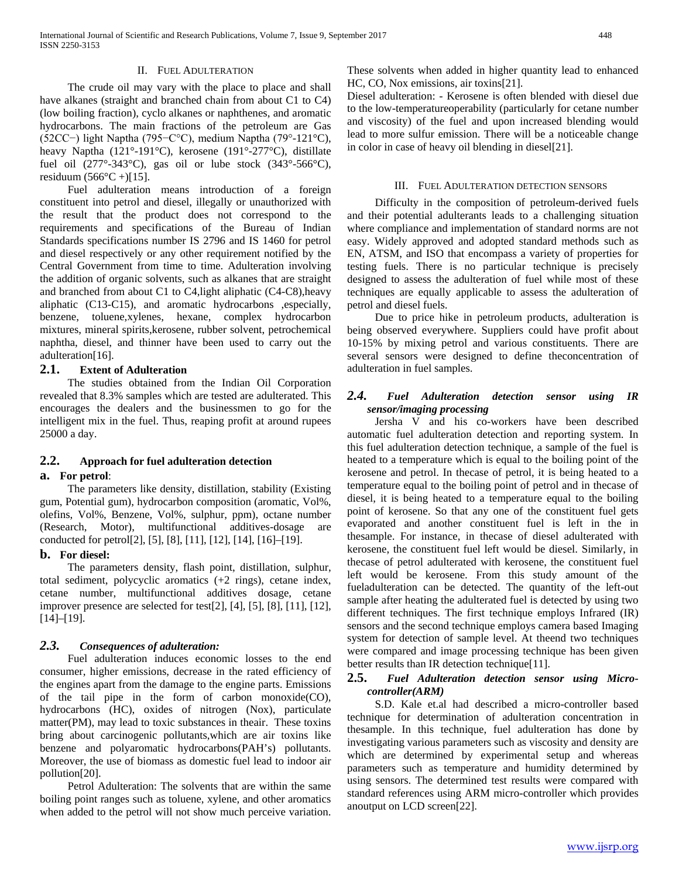## II. Fuel Adulteration

The crude oil may vary with the place to place and shall have alkanes (straight and branched chain from about C1 to C4) (low boiling fraction), cyclo alkanes or naphthenes, and aromatic hydrocarbons. The main fractions of the petroleum are Gas (52CC−) light Naptha (795−C°C), medium Naptha (79°-121°C), heavy Naptha (121°-191°C), kerosene (191°-277°C), distillate fuel oil (277°-343°C), gas oil or lube stock (343°-566°C), residuum (566°C +)[15].

Fuel adulteration means introduction of a foreign constituent into petrol and diesel, illegally or unauthorized with the result that the product does not correspond to the requirements and specifications of the Bureau of Indian Standards specifications number IS 2796 and IS 1460 for petrol and diesel respectively or any other requirement notified by the Central Government from time to time. Adulteration involving the addition of organic solvents, such as alkanes that are straight and branched from about C1 to C4,light aliphatic (C4-C8),heavy aliphatic (C13-C15), and aromatic hydrocarbons ,especially, benzene, toluene,xylenes, hexane, complex hydrocarbon mixtures, mineral spirits,kerosene, rubber solvent, petrochemical naphtha, diesel, and thinner have been used to carry out the adulteration[16].

### 2.1. Extent of Adulteration

The studies obtained from the Indian Oil Corporation revealed that 8.3% samples which are tested are adulterated. This encourages the dealers and the businessmen to go for the intelligent mix in the fuel. Thus, reaping profit at around rupees 25000 a day.

### 2.2. Approach for fuel adulteration detection

**a. For petrol**:

The parameters like density, distillation, stability (Existing gum, Potential gum), hydrocarbon composition (aromatic, Vol%, olefins, Vol%, Benzene, Vol%, sulphur, ppm), octane number (Research, Motor), multifunctional additives-dosage are conducted for petrol[2], [5], [8], [11], [12], [14], [16]–[19].

**b. For diesel:**

The parameters density, flash point, distillation, sulphur, total sediment, polycyclic aromatics (+2 rings), cetane index, cetane number, multifunctional additives dosage, cetane improver presence are selected for test[2], [4], [5], [8], [11], [12], [14]–[19].

### *2.3. Consequences of adulteration:*

Fuel adulteration induces economic losses to the end consumer, higher emissions, decrease in the rated efficiency of the engines apart from the damage to the engine parts. Emissions of the tail pipe in the form of carbon monoxide(CO), hydrocarbons (HC), oxides of nitrogen (Nox), particulate matter(PM), may lead to toxic substances in theair. These toxins bring about carcinogenic pollutants,which are air toxins like benzene and polyaromatic hydrocarbons(PAH's) pollutants. Moreover, the use of biomass as domestic fuel lead to indoor air pollution[20].

Petrol Adulteration: The solvents that are within the same boiling point ranges such as toluene, xylene, and other aromatics when added to the petrol will not show much perceive variation. These solvents when added in higher quantity lead to enhanced HC, CO, Nox emissions, air toxins[21].

Diesel adulteration: - Kerosene is often blended with diesel due to the low-temperatureoperability (particularly for cetane number and viscosity) of the fuel and upon increased blending would lead to more sulfur emission. There will be a noticeable change in color in case of heavy oil blending in diesel[21].

## III. Fuel Adulteration detection sensors

Difficulty in the composition of petroleum-derived fuels and their potential adulterants leads to a challenging situation where compliance and implementation of standard norms are not easy. Widely approved and adopted standard methods such as EN, ATSM, and ISO that encompass a variety of properties for testing fuels. There is no particular technique is precisely designed to assess the adulteration of fuel while most of these techniques are equally applicable to assess the adulteration of petrol and diesel fuels.

Due to price hike in petroleum products, adulteration is being observed everywhere. Suppliers could have profit about 10-15% by mixing petrol and various constituents. There are several sensors were designed to define theconcentration of adulteration in fuel samples.

### *2.4. Fuel Adulteration detection sensor using IR sensor/imaging processing*

Jersha V and his co-workers have been described automatic fuel adulteration detection and reporting system. In this fuel adulteration detection technique, a sample of the fuel is heated to a temperature which is equal to the boiling point of the kerosene and petrol. In thecase of petrol, it is being heated to a temperature equal to the boiling point of petrol and in thecase of diesel, it is being heated to a temperature equal to the boiling point of kerosene. So that any one of the constituent fuel gets evaporated and another constituent fuel is left in the thesample. For instance, in thecase of diesel adulterated with kerosene, the constituent fuel left would be diesel. Similarly, in thecase of petrol adulterated with kerosene, the constituent fuel left would be kerosene. From this study amount of the fueladulteration can be detected. The quantity of the left-out sample after heating the adulterated fuel is detected by using two different techniques. The first technique employs Infrared (IR) sensors and the second technique employs camera based Imaging system for detection of sample level. At theend two techniques were compared and image processing technique has been given better results than IR detection technique[11].

### 2.5. *Fuel Adulteration detection sensor using Micro-controller(ARM)*

S.D. Kale et.al had described a micro-controller based technique for determination of adulteration concentration in thesample. In this technique, fuel adulteration has done by investigating various parameters such as viscosity and density are which are determined by experimental setup and whereas parameters such as temperature and humidity determined by using sensors. The determined test results were compared with standard references using ARM micro-controller which provides anoutput on LCD screen[22].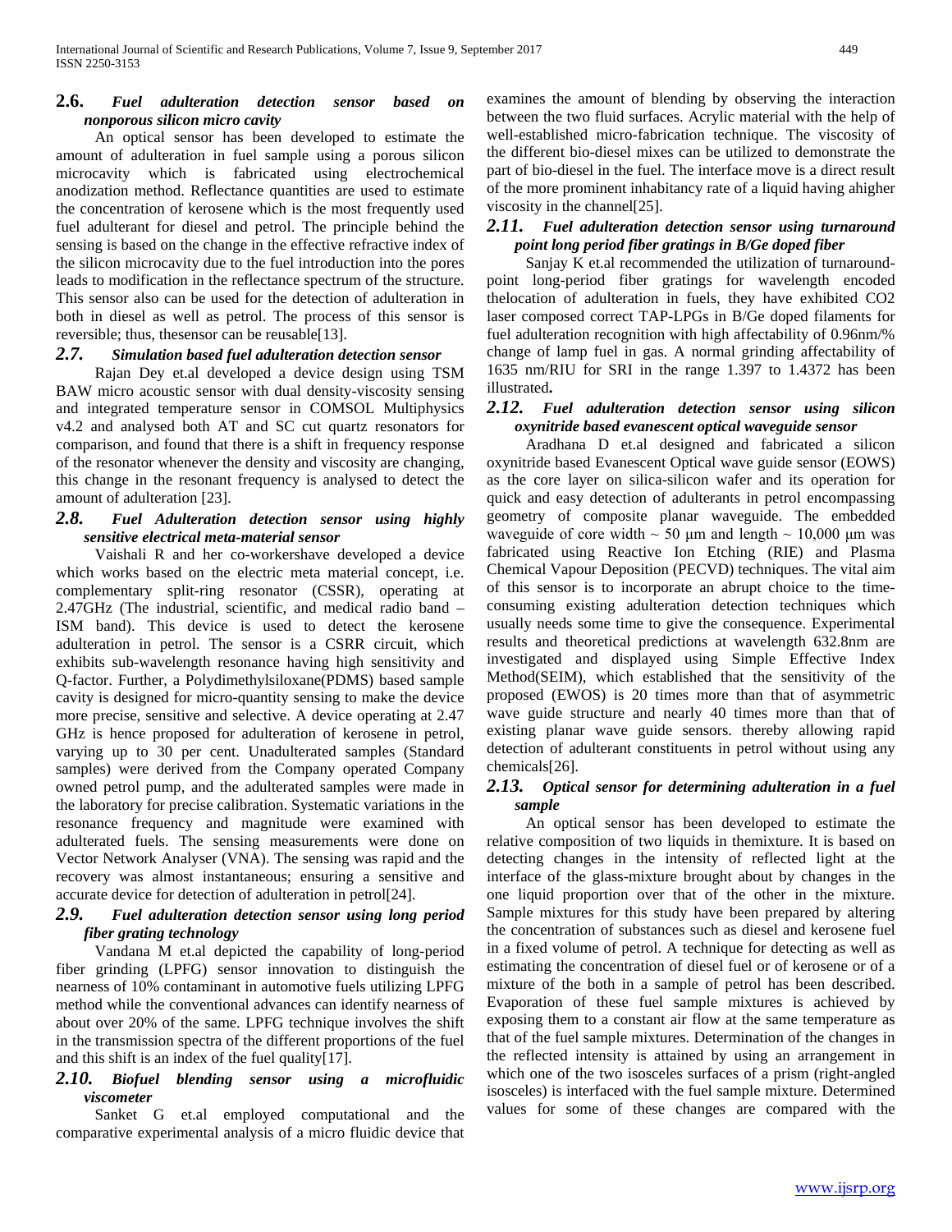### 2.6. *Fuel adulteration detection sensor based on nonporous silicon micro cavity*

An optical sensor has been developed to estimate the amount of adulteration in fuel sample using a porous silicon microcavity which is fabricated using electrochemical anodization method. Reflectance quantities are used to estimate the concentration of kerosene which is the most frequently used fuel adulterant for diesel and petrol. The principle behind the sensing is based on the change in the effective refractive index of the silicon microcavity due to the fuel introduction into the pores leads to modification in the reflectance spectrum of the structure. This sensor also can be used for the detection of adulteration in both in diesel as well as petrol. The process of this sensor is reversible; thus, thesensor can be reusable[13].

### 2.7. *Simulation based fuel adulteration detection sensor*

Rajan Dey et.al developed a device design using TSM BAW micro acoustic sensor with dual density-viscosity sensing and integrated temperature sensor in COMSOL Multiphysics v4.2 and analysed both AT and SC cut quartz resonators for comparison, and found that there is a shift in frequency response of the resonator whenever the density and viscosity are changing, this change in the resonant frequency is analysed to detect the amount of adulteration [23].

### 2.8. *Fuel Adulteration detection sensor using highly sensitive electrical meta-material sensor*

Vaishali R and her co-workershave developed a device which works based on the electric meta material concept, i.e. complementary split-ring resonator (CSSR), operating at 2.47GHz (The industrial, scientific, and medical radio band – ISM band). This device is used to detect the kerosene adulteration in petrol. The sensor is a CSRR circuit, which exhibits sub-wavelength resonance having high sensitivity and Q-factor. Further, a Polydimethylsiloxane(PDMS) based sample cavity is designed for micro-quantity sensing to make the device more precise, sensitive and selective. A device operating at 2.47 GHz is hence proposed for adulteration of kerosene in petrol, varying up to 30 per cent. Unadulterated samples (Standard samples) were derived from the Company operated Company owned petrol pump, and the adulterated samples were made in the laboratory for precise calibration. Systematic variations in the resonance frequency and magnitude were examined with adulterated fuels. The sensing measurements were done on Vector Network Analyser (VNA). The sensing was rapid and the recovery was almost instantaneous; ensuring a sensitive and accurate device for detection of adulteration in petrol[24].

### 2.9. *Fuel adulteration detection sensor using long period fiber grating technology*

Vandana M et.al depicted the capability of long-period fiber grinding (LPFG) sensor innovation to distinguish the nearness of 10% contaminant in automotive fuels utilizing LPFG method while the conventional advances can identify nearness of about over 20% of the same. LPFG technique involves the shift in the transmission spectra of the different proportions of the fuel and this shift is an index of the fuel quality[17].

### 2.10. *Biofuel blending sensor using a microfluidic viscometer*

Sanket G et.al employed computational and the comparative experimental analysis of a micro fluidic device that examines the amount of blending by observing the interaction between the two fluid surfaces. Acrylic material with the help of well-established micro-fabrication technique. The viscosity of the different bio-diesel mixes can be utilized to demonstrate the part of bio-diesel in the fuel. The interface move is a direct result of the more prominent inhabitancy rate of a liquid having ahigher viscosity in the channel[25].

### 2.11. *Fuel adulteration detection sensor using turnaround point long period fiber gratings in B/Ge doped fiber*

Sanjay K et.al recommended the utilization of turnaround-point long-period fiber gratings for wavelength encoded thelocation of adulteration in fuels, they have exhibited CO2 laser composed correct TAP-LPGs in B/Ge doped filaments for fuel adulteration recognition with high affectability of 0.96nm/% change of lamp fuel in gas. A normal grinding affectability of 1635 nm/RIU for SRI in the range 1.397 to 1.4372 has been illustrated**.**

### 2.12. *Fuel adulteration detection sensor using silicon oxynitride based evanescent optical waveguide sensor*

Aradhana D et.al designed and fabricated a silicon oxynitride based Evanescent Optical wave guide sensor (EOWS) as the core layer on silica-silicon wafer and its operation for quick and easy detection of adulterants in petrol encompassing geometry of composite planar waveguide. The embedded waveguide of core width ~ 50 μm and length ~ 10,000 μm was fabricated using Reactive Ion Etching (RIE) and Plasma Chemical Vapour Deposition (PECVD) techniques. The vital aim of this sensor is to incorporate an abrupt choice to the time-consuming existing adulteration detection techniques which usually needs some time to give the consequence. Experimental results and theoretical predictions at wavelength 632.8nm are investigated and displayed using Simple Effective Index Method(SEIM), which established that the sensitivity of the proposed (EWOS) is 20 times more than that of asymmetric wave guide structure and nearly 40 times more than that of existing planar wave guide sensors. thereby allowing rapid detection of adulterant constituents in petrol without using any chemicals[26].

### 2.13. *Optical sensor for determining adulteration in a fuel sample*

An optical sensor has been developed to estimate the relative composition of two liquids in themixture. It is based on detecting changes in the intensity of reflected light at the interface of the glass-mixture brought about by changes in the one liquid proportion over that of the other in the mixture. Sample mixtures for this study have been prepared by altering the concentration of substances such as diesel and kerosene fuel in a fixed volume of petrol. A technique for detecting as well as estimating the concentration of diesel fuel or of kerosene or of a mixture of the both in a sample of petrol has been described. Evaporation of these fuel sample mixtures is achieved by exposing them to a constant air flow at the same temperature as that of the fuel sample mixtures. Determination of the changes in the reflected intensity is attained by using an arrangement in which one of the two isosceles surfaces of a prism (right-angled isosceles) is interfaced with the fuel sample mixture. Determined values for some of these changes are compared with the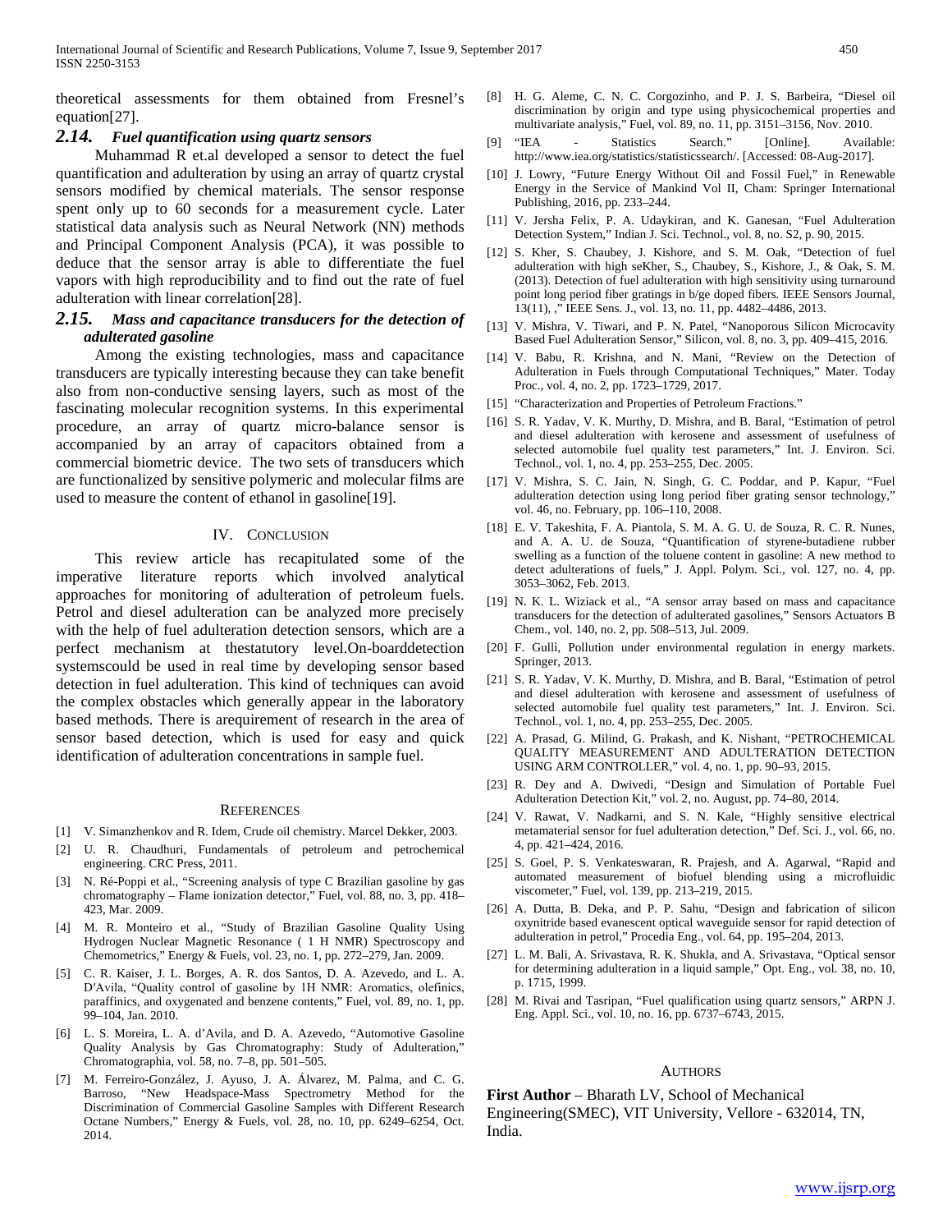theoretical assessments for them obtained from Fresnel's equation[27].

### *2.14. Fuel quantification using quartz sensors*

Muhammad R et.al developed a sensor to detect the fuel quantification and adulteration by using an array of quartz crystal sensors modified by chemical materials. The sensor response spent only up to 60 seconds for a measurement cycle. Later statistical data analysis such as Neural Network (NN) methods and Principal Component Analysis (PCA), it was possible to deduce that the sensor array is able to differentiate the fuel vapors with high reproducibility and to find out the rate of fuel adulteration with linear correlation[28].

### *2.15. Mass and capacitance transducers for the detection of adulterated gasoline*

Among the existing technologies, mass and capacitance transducers are typically interesting because they can take benefit also from non-conductive sensing layers, such as most of the fascinating molecular recognition systems. In this experimental procedure, an array of quartz micro-balance sensor is accompanied by an array of capacitors obtained from a commercial biometric device. The two sets of transducers which are functionalized by sensitive polymeric and molecular films are used to measure the content of ethanol in gasoline[19].

## IV. Conclusion

This review article has recapitulated some of the imperative literature reports which involved analytical approaches for monitoring of adulteration of petroleum fuels. Petrol and diesel adulteration can be analyzed more precisely with the help of fuel adulteration detection sensors, which are a perfect mechanism at thestatutory level.On-boarddetection systemscould be used in real time by developing sensor based detection in fuel adulteration. This kind of techniques can avoid the complex obstacles which generally appear in the laboratory based methods. There is arequirement of research in the area of sensor based detection, which is used for easy and quick identification of adulteration concentrations in sample fuel.

## References

[1] V. Simanzhenkov and R. Idem, Crude oil chemistry. Marcel Dekker, 2003.

[2] U. R. Chaudhuri, Fundamentals of petroleum and petrochemical engineering. CRC Press, 2011.

[3] N. Ré-Poppi et al., "Screening analysis of type C Brazilian gasoline by gas chromatography – Flame ionization detector," Fuel, vol. 88, no. 3, pp. 418–423, Mar. 2009.

[4] M. R. Monteiro et al., "Study of Brazilian Gasoline Quality Using Hydrogen Nuclear Magnetic Resonance ( 1 H NMR) Spectroscopy and Chemometrics," Energy & Fuels, vol. 23, no. 1, pp. 272–279, Jan. 2009.

[5] C. R. Kaiser, J. L. Borges, A. R. dos Santos, D. A. Azevedo, and L. A. D′Avila, "Quality control of gasoline by 1H NMR: Aromatics, olefinics, paraffinics, and oxygenated and benzene contents," Fuel, vol. 89, no. 1, pp. 99–104, Jan. 2010.

[6] L. S. Moreira, L. A. d'Avila, and D. A. Azevedo, "Automotive Gasoline Quality Analysis by Gas Chromatography: Study of Adulteration," Chromatographia, vol. 58, no. 7–8, pp. 501–505.

[7] M. Ferreiro-González, J. Ayuso, J. A. Álvarez, M. Palma, and C. G. Barroso, "New Headspace-Mass Spectrometry Method for the Discrimination of Commercial Gasoline Samples with Different Research Octane Numbers," Energy & Fuels, vol. 28, no. 10, pp. 6249–6254, Oct. 2014.

[8] H. G. Aleme, C. N. C. Corgozinho, and P. J. S. Barbeira, "Diesel oil discrimination by origin and type using physicochemical properties and multivariate analysis," Fuel, vol. 89, no. 11, pp. 3151–3156, Nov. 2010.

[9] "IEA - Statistics Search." [Online]. Available: http://www.iea.org/statistics/statisticssearch/. [Accessed: 08-Aug-2017].

[10] J. Lowry, "Future Energy Without Oil and Fossil Fuel," in Renewable Energy in the Service of Mankind Vol II, Cham: Springer International Publishing, 2016, pp. 233–244.

[11] V. Jersha Felix, P. A. Udaykiran, and K. Ganesan, "Fuel Adulteration Detection System," Indian J. Sci. Technol., vol. 8, no. S2, p. 90, 2015.

[12] S. Kher, S. Chaubey, J. Kishore, and S. M. Oak, "Detection of fuel adulteration with high seKher, S., Chaubey, S., Kishore, J., & Oak, S. M. (2013). Detection of fuel adulteration with high sensitivity using turnaround point long period fiber gratings in b/ge doped fibers. IEEE Sensors Journal, 13(11), ," IEEE Sens. J., vol. 13, no. 11, pp. 4482–4486, 2013.

[13] V. Mishra, V. Tiwari, and P. N. Patel, "Nanoporous Silicon Microcavity Based Fuel Adulteration Sensor," Silicon, vol. 8, no. 3, pp. 409–415, 2016.

[14] V. Babu, R. Krishna, and N. Mani, "Review on the Detection of Adulteration in Fuels through Computational Techniques," Mater. Today Proc., vol. 4, no. 2, pp. 1723–1729, 2017.

[15] "Characterization and Properties of Petroleum Fractions."

[16] S. R. Yadav, V. K. Murthy, D. Mishra, and B. Baral, "Estimation of petrol and diesel adulteration with kerosene and assessment of usefulness of selected automobile fuel quality test parameters," Int. J. Environ. Sci. Technol., vol. 1, no. 4, pp. 253–255, Dec. 2005.

[17] V. Mishra, S. C. Jain, N. Singh, G. C. Poddar, and P. Kapur, "Fuel adulteration detection using long period fiber grating sensor technology," vol. 46, no. February, pp. 106–110, 2008.

[18] E. V. Takeshita, F. A. Piantola, S. M. A. G. U. de Souza, R. C. R. Nunes, and A. A. U. de Souza, "Quantification of styrene-butadiene rubber swelling as a function of the toluene content in gasoline: A new method to detect adulterations of fuels," J. Appl. Polym. Sci., vol. 127, no. 4, pp. 3053–3062, Feb. 2013.

[19] N. K. L. Wiziack et al., "A sensor array based on mass and capacitance transducers for the detection of adulterated gasolines," Sensors Actuators B Chem., vol. 140, no. 2, pp. 508–513, Jul. 2009.

[20] F. Gullì, Pollution under environmental regulation in energy markets. Springer, 2013.

[21] S. R. Yadav, V. K. Murthy, D. Mishra, and B. Baral, "Estimation of petrol and diesel adulteration with kerosene and assessment of usefulness of selected automobile fuel quality test parameters," Int. J. Environ. Sci. Technol., vol. 1, no. 4, pp. 253–255, Dec. 2005.

[22] A. Prasad, G. Milind, G. Prakash, and K. Nishant, "PETROCHEMICAL QUALITY MEASUREMENT AND ADULTERATION DETECTION USING ARM CONTROLLER," vol. 4, no. 1, pp. 90–93, 2015.

[23] R. Dey and A. Dwivedi, "Design and Simulation of Portable Fuel Adulteration Detection Kit," vol. 2, no. August, pp. 74–80, 2014.

[24] V. Rawat, V. Nadkarni, and S. N. Kale, "Highly sensitive electrical metamaterial sensor for fuel adulteration detection," Def. Sci. J., vol. 66, no. 4, pp. 421–424, 2016.

[25] S. Goel, P. S. Venkateswaran, R. Prajesh, and A. Agarwal, "Rapid and automated measurement of biofuel blending using a microfluidic viscometer," Fuel, vol. 139, pp. 213–219, 2015.

[26] A. Dutta, B. Deka, and P. P. Sahu, "Design and fabrication of silicon oxynitride based evanescent optical waveguide sensor for rapid detection of adulteration in petrol," Procedia Eng., vol. 64, pp. 195–204, 2013.

[27] L. M. Bali, A. Srivastava, R. K. Shukla, and A. Srivastava, "Optical sensor for determining adulteration in a liquid sample," Opt. Eng., vol. 38, no. 10, p. 1715, 1999.

[28] M. Rivai and Tasripan, "Fuel qualification using quartz sensors," ARPN J. Eng. Appl. Sci., vol. 10, no. 16, pp. 6737–6743, 2015.

## Authors

**First Author** – Bharath LV, School of Mechanical Engineering(SMEC), VIT University, Vellore - 632014, TN, India.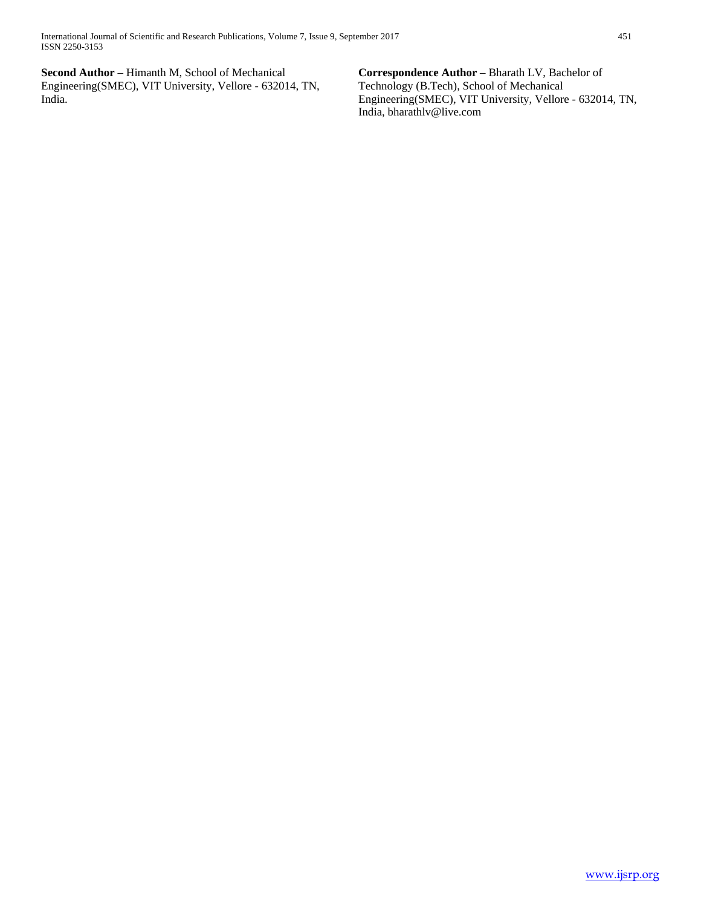**Second Author** – Himanth M, School of Mechanical Engineering(SMEC), VIT University, Vellore - 632014, TN, India.

**Correspondence Author** – Bharath LV, Bachelor of Technology (B.Tech), School of Mechanical Engineering(SMEC), VIT University, Vellore - 632014, TN, India, bharathlv@live.com